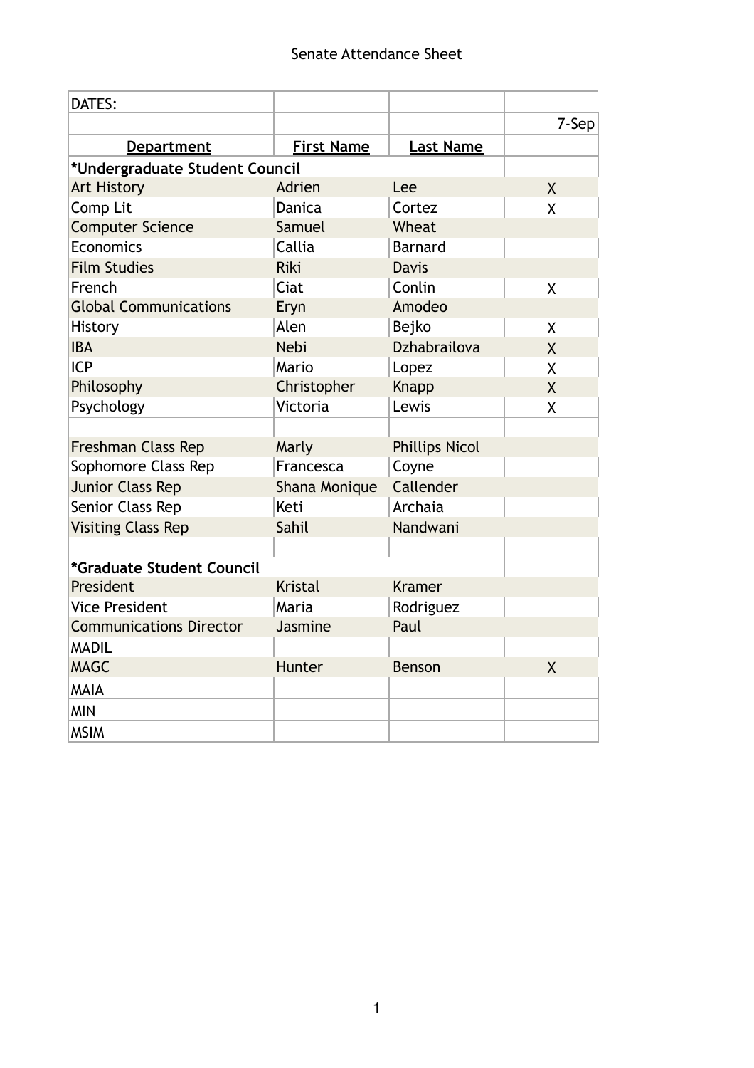Senate Attendance Sheet

| DATES: | | | |
|---|---|---|---|
| | | | 7-Sep |
| **Department** | **First Name** | **Last Name** | |
| ***Undergraduate Student Council** | | | |
| Art History | Adrien | Lee | X |
| Comp Lit | Danica | Cortez | X |
| Computer Science | Samuel | Wheat | |
| Economics | Callia | Barnard | |
| Film Studies | Riki | Davis | |
| French | Ciat | Conlin | X |
| Global Communications | Eryn | Amodeo | |
| History | Alen | Bejko | X |
| IBA | Nebi | Dzhabrailova | X |
| ICP | Mario | Lopez | X |
| Philosophy | Christopher | Knapp | X |
| Psychology | Victoria | Lewis | X |
| | | | |
| Freshman Class Rep | Marly | Phillips Nicol | |
| Sophomore Class Rep | Francesca | Coyne | |
| Junior Class Rep | Shana Monique | Callender | |
| Senior Class Rep | Keti | Archaia | |
| Visiting Class Rep | Sahil | Nandwani | |
| | | | |
| ***Graduate Student Council** | | | |
| President | Kristal | Kramer | |
| Vice President | Maria | Rodriguez | |
| Communications Director | Jasmine | Paul | |
| MADIL | | | |
| MAGC | Hunter | Benson | X |
| MAIA | | | |
| MIN | | | |
| MSIM | | | |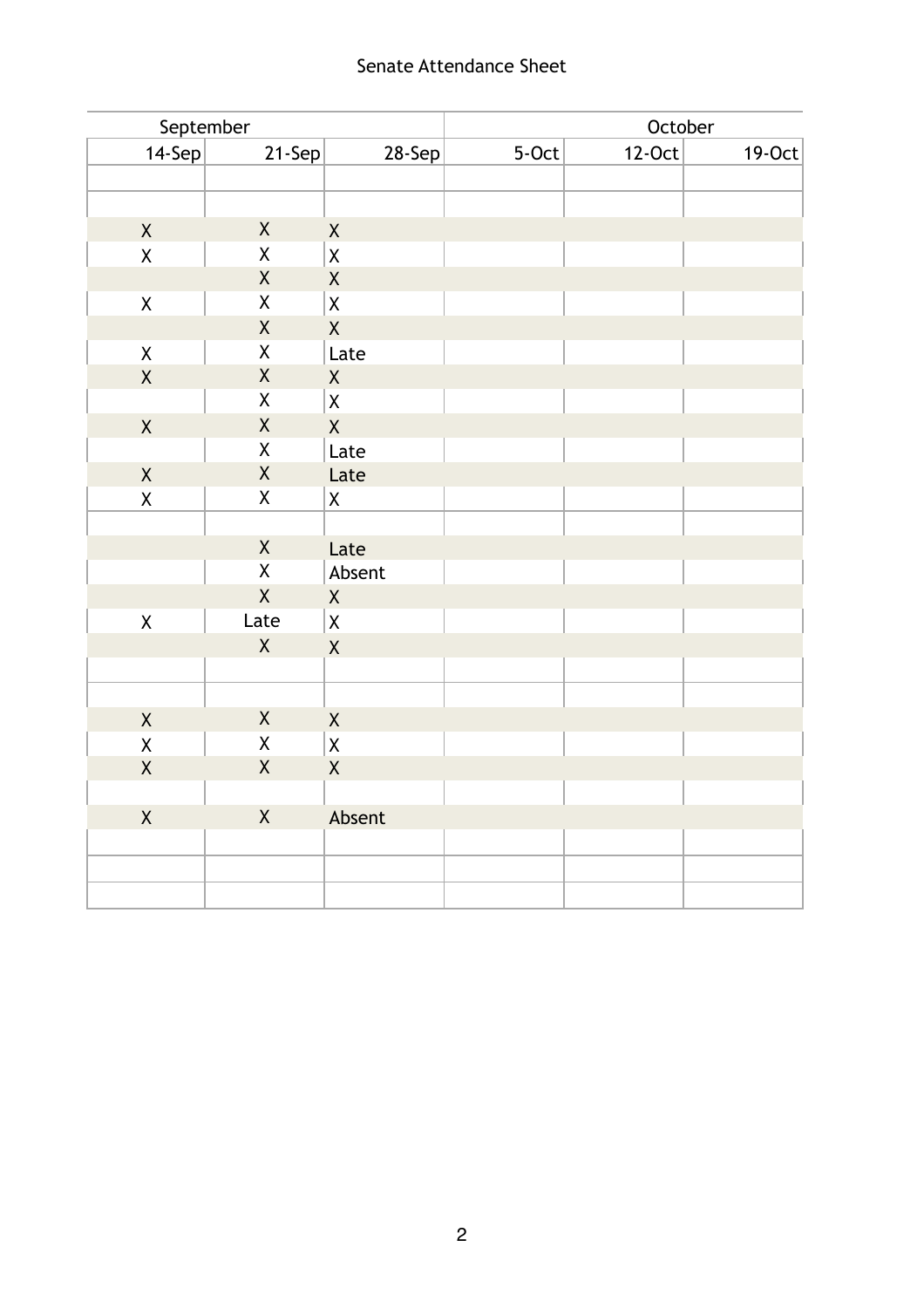# Senate Attendance Sheet

| September | | | October | | |
|---|---|---|---|---|---|
| 14-Sep | 21-Sep | 28-Sep | 5-Oct | 12-Oct | 19-Oct |
| | | | | | |
| | | | | | |
| X | X | X | | | |
| X | X | X | | | |
| | X | X | | | |
| X | X | X | | | |
| | X | X | | | |
| X | X | Late | | | |
| X | X | X | | | |
| | X | X | | | |
| X | X | X | | | |
| | X | Late | | | |
| X | X | Late | | | |
| X | X | X | | | |
| | | | | | |
| | X | Late | | | |
| | X | Absent | | | |
| | X | X | | | |
| X | Late | X | | | |
| | X | X | | | |
| | | | | | |
| | | | | | |
| X | X | X | | | |
| X | X | X | | | |
| X | X | X | | | |
| | | | | | |
| X | X | Absent | | | |
| | | | | | |
| | | | | | |
| | | | | | |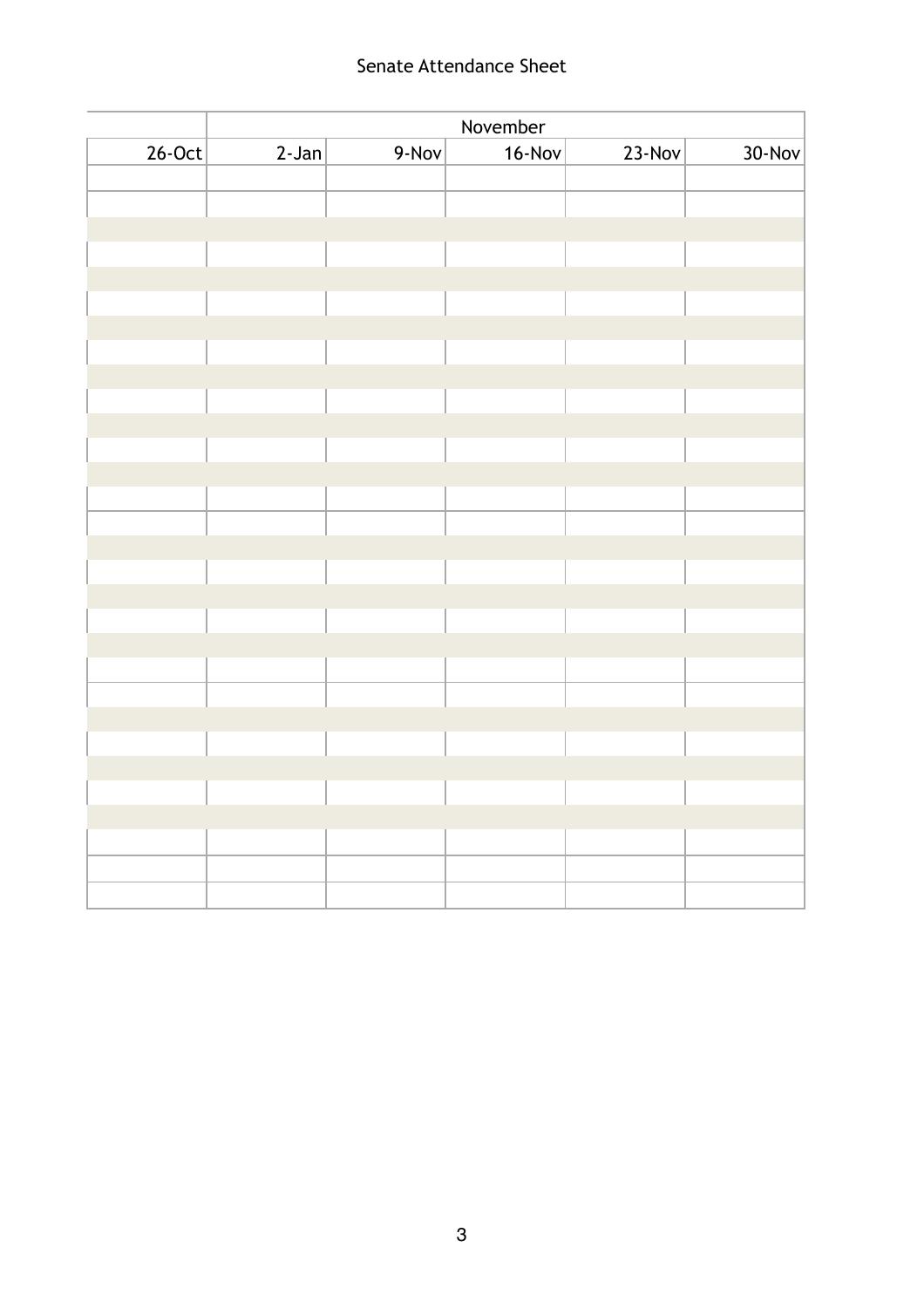Senate Attendance Sheet

| | November | | | | |
|---|---|---|---|---|---|
| 26-Oct | 2-Jan | 9-Nov | 16-Nov | 23-Nov | 30-Nov |
| | | | | | |
| | | | | | |
| | | | | | |
| | | | | | |
| | | | | | |
| | | | | | |
| | | | | | |
| | | | | | |
| | | | | | |
| | | | | | |
| | | | | | |
| | | | | | |
| | | | | | |
| | | | | | |
| | | | | | |
| | | | | | |
| | | | | | |
| | | | | | |
| | | | | | |
| | | | | | |
| | | | | | |
| | | | | | |
| | | | | | |
| | | | | | |
| | | | | | |
| | | | | | |
| | | | | | |
| | | | | | |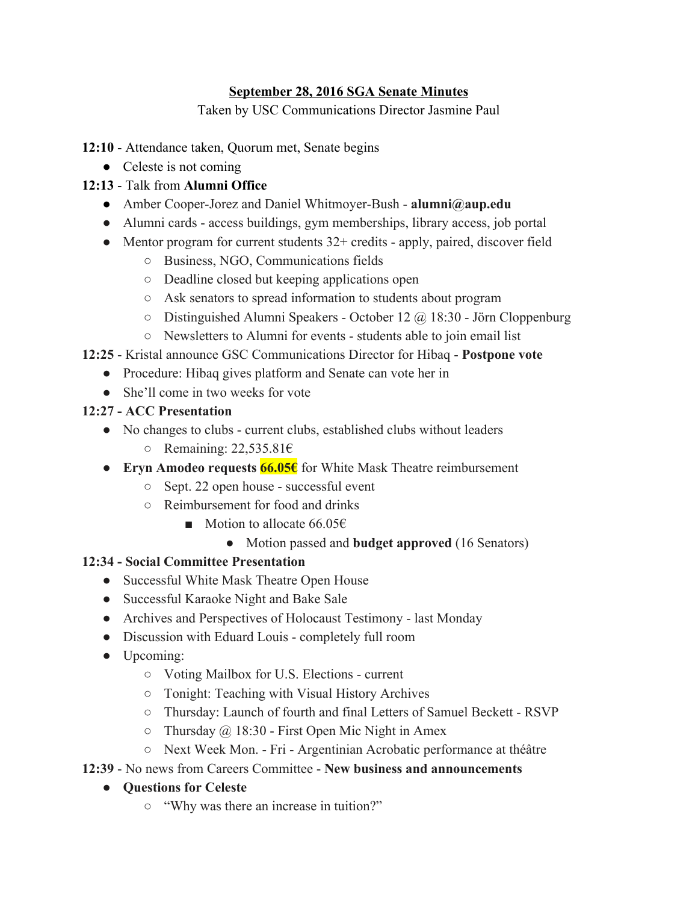**September 28, 2016 SGA Senate Minutes**

Taken by USC Communications Director Jasmine Paul

**12:10** - Attendance taken, Quorum met, Senate begins

- Celeste is not coming

**12:13** - Talk from **Alumni Office**

- Amber Cooper-Jorez and Daniel Whitmoyer-Bush - **alumni@aup.edu**
- Alumni cards - access buildings, gym memberships, library access, job portal
- Mentor program for current students 32+ credits - apply, paired, discover field
    - Business, NGO, Communications fields
    - Deadline closed but keeping applications open
    - Ask senators to spread information to students about program
    - Distinguished Alumni Speakers - October 12 @ 18:30 - Jörn Cloppenburg
    - Newsletters to Alumni for events - students able to join email list

**12:25** - Kristal announce GSC Communications Director for Hibaq - **Postpone vote**

- Procedure: Hibaq gives platform and Senate can vote her in
- She'll come in two weeks for vote

**12:27 - ACC Presentation**

- No changes to clubs - current clubs, established clubs without leaders
    - Remaining: 22,535.81€
- **Eryn Amodeo requests 66.05€** for White Mask Theatre reimbursement
    - Sept. 22 open house - successful event
    - Reimbursement for food and drinks
        - Motion to allocate 66.05€
            - Motion passed and **budget approved** (16 Senators)

**12:34 - Social Committee Presentation**

- Successful White Mask Theatre Open House
- Successful Karaoke Night and Bake Sale
- Archives and Perspectives of Holocaust Testimony - last Monday
- Discussion with Eduard Louis - completely full room
- Upcoming:
    - Voting Mailbox for U.S. Elections - current
    - Tonight: Teaching with Visual History Archives
    - Thursday: Launch of fourth and final Letters of Samuel Beckett - RSVP
    - Thursday @ 18:30 - First Open Mic Night in Amex
    - Next Week Mon. - Fri - Argentinian Acrobatic performance at théâtre

**12:39** - No news from Careers Committee - **New business and announcements**

- **Questions for Celeste**
    - "Why was there an increase in tuition?"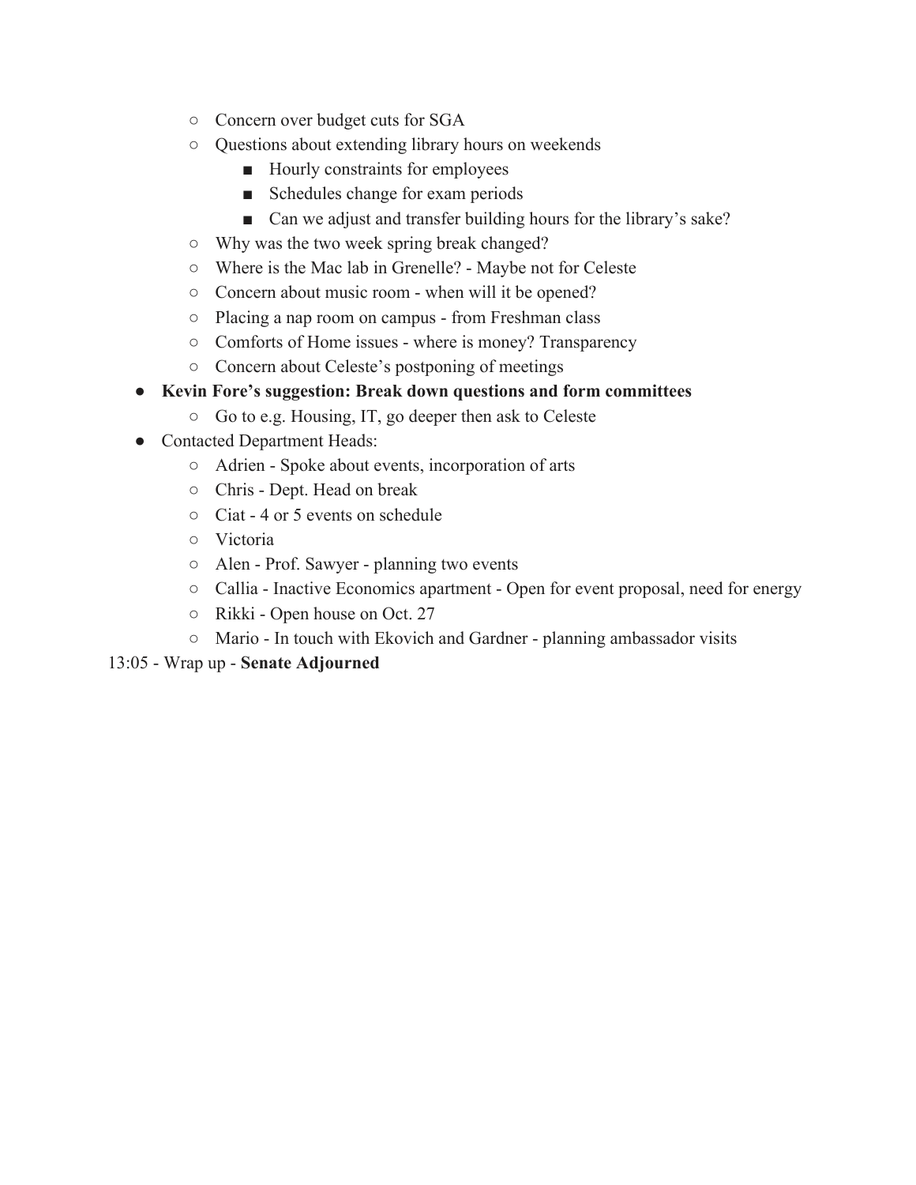- Concern over budget cuts for SGA
    - Questions about extending library hours on weekends
        - Hourly constraints for employees
        - Schedules change for exam periods
        - Can we adjust and transfer building hours for the library's sake?
    - Why was the two week spring break changed?
    - Where is the Mac lab in Grenelle? - Maybe not for Celeste
    - Concern about music room - when will it be opened?
    - Placing a nap room on campus - from Freshman class
    - Comforts of Home issues - where is money? Transparency
    - Concern about Celeste's postponing of meetings
- **Kevin Fore's suggestion: Break down questions and form committees**
    - Go to e.g. Housing, IT, go deeper then ask to Celeste
- Contacted Department Heads:
    - Adrien - Spoke about events, incorporation of arts
    - Chris - Dept. Head on break
    - Ciat - 4 or 5 events on schedule
    - Victoria
    - Alen - Prof. Sawyer - planning two events
    - Callia - Inactive Economics apartment - Open for event proposal, need for energy
    - Rikki - Open house on Oct. 27
    - Mario - In touch with Ekovich and Gardner - planning ambassador visits

13:05 - Wrap up - **Senate Adjourned**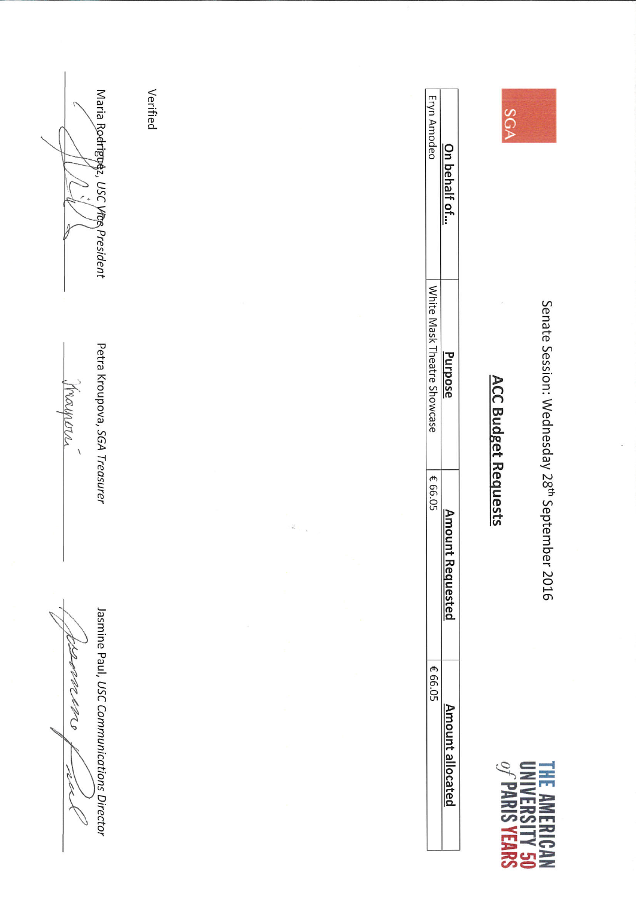SGA

THE AMERICAN UNIVERSITY of PARIS 50 YEARS

Senate Session: Wednesday 28th September 2016

## ACC Budget Requests

| On behalf of… | Purpose | Amount Requested | Amount allocated |
|---|---|---|---|
| Eryn Amodeo | White Mask Theatre Showcase | € 66.05 | € 66.05 |

Verified

Maria Rodriguez, *USC Vice President*

Petra Kroupova, *SGA Treasurer*

Jasmine Paul, *USC Communications Director*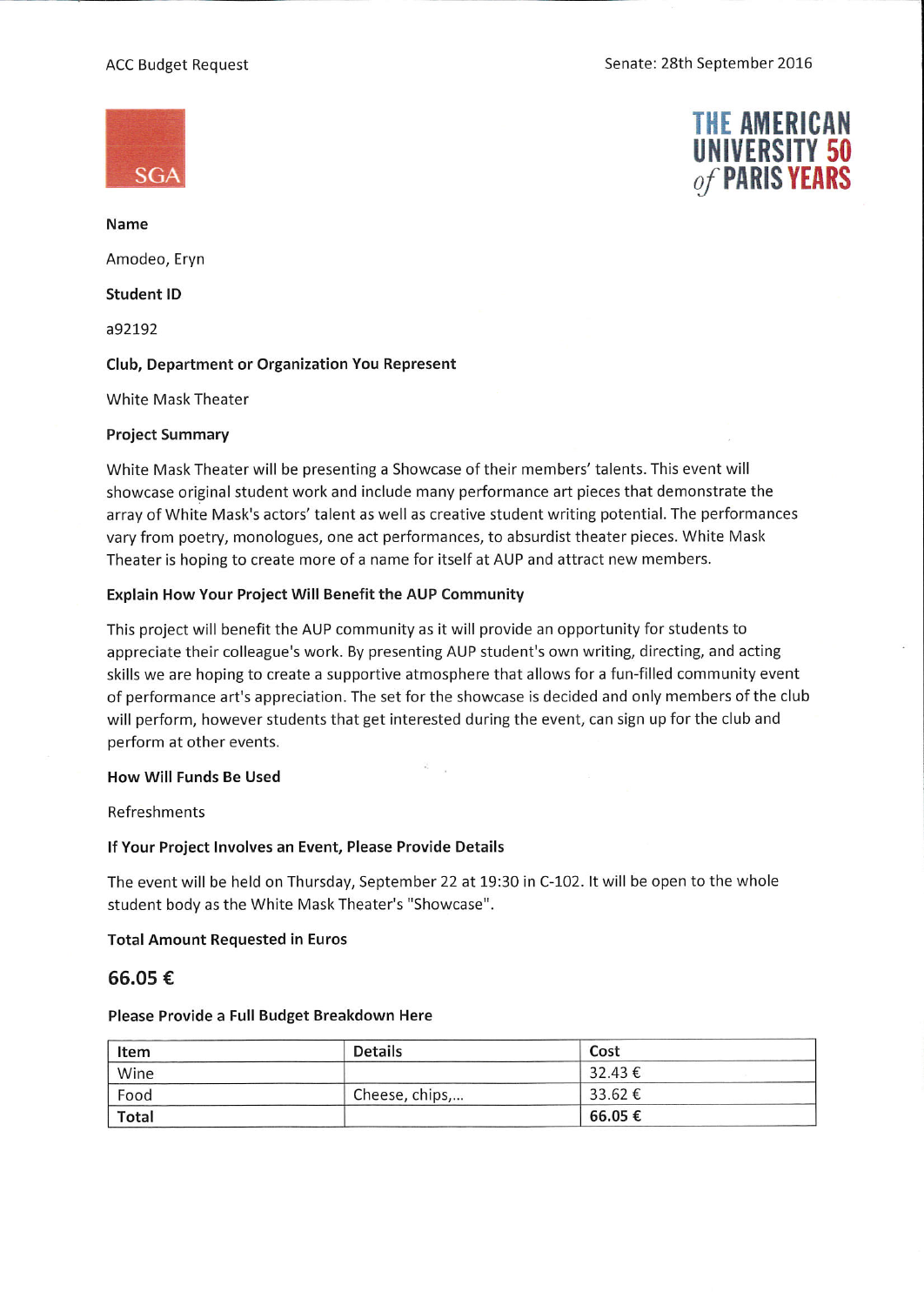ACC Budget Request

Senate: 28th September 2016

SGA

THE AMERICAN UNIVERSITY of PARIS 50 YEARS

**Name**

Amodeo, Eryn

**Student ID**

a92192

**Club, Department or Organization You Represent**

White Mask Theater

**Project Summary**

White Mask Theater will be presenting a Showcase of their members' talents. This event will showcase original student work and include many performance art pieces that demonstrate the array of White Mask's actors' talent as well as creative student writing potential. The performances vary from poetry, monologues, one act performances, to absurdist theater pieces. White Mask Theater is hoping to create more of a name for itself at AUP and attract new members.

**Explain How Your Project Will Benefit the AUP Community**

This project will benefit the AUP community as it will provide an opportunity for students to appreciate their colleague's work. By presenting AUP student's own writing, directing, and acting skills we are hoping to create a supportive atmosphere that allows for a fun-filled community event of performance art's appreciation. The set for the showcase is decided and only members of the club will perform, however students that get interested during the event, can sign up for the club and perform at other events.

**How Will Funds Be Used**

Refreshments

**If Your Project Involves an Event, Please Provide Details**

The event will be held on Thursday, September 22 at 19:30 in C-102. It will be open to the whole student body as the White Mask Theater's "Showcase".

**Total Amount Requested in Euros**

## 66.05 €

**Please Provide a Full Budget Breakdown Here**

| Item | Details | Cost |
|---|---|---|
| Wine | | 32.43 € |
| Food | Cheese, chips,... | 33.62 € |
| **Total** | | **66.05 €** |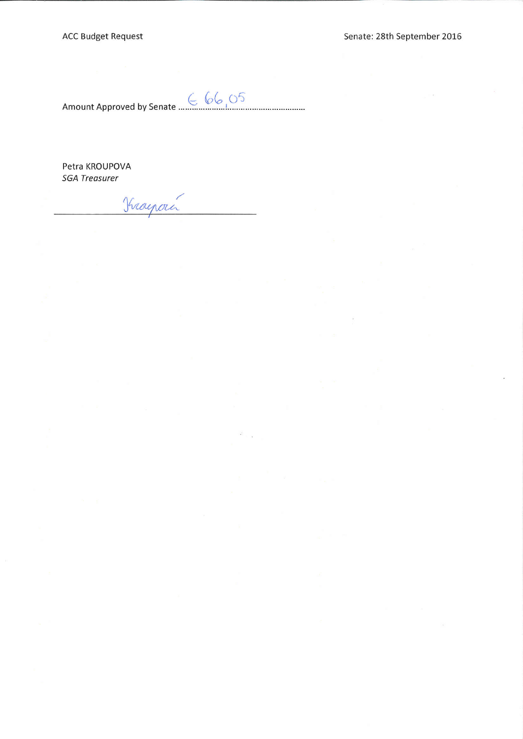Amount Approved by Senate € 66,05

Petra KROUPOVA
*SGA Treasurer*

Kroupová